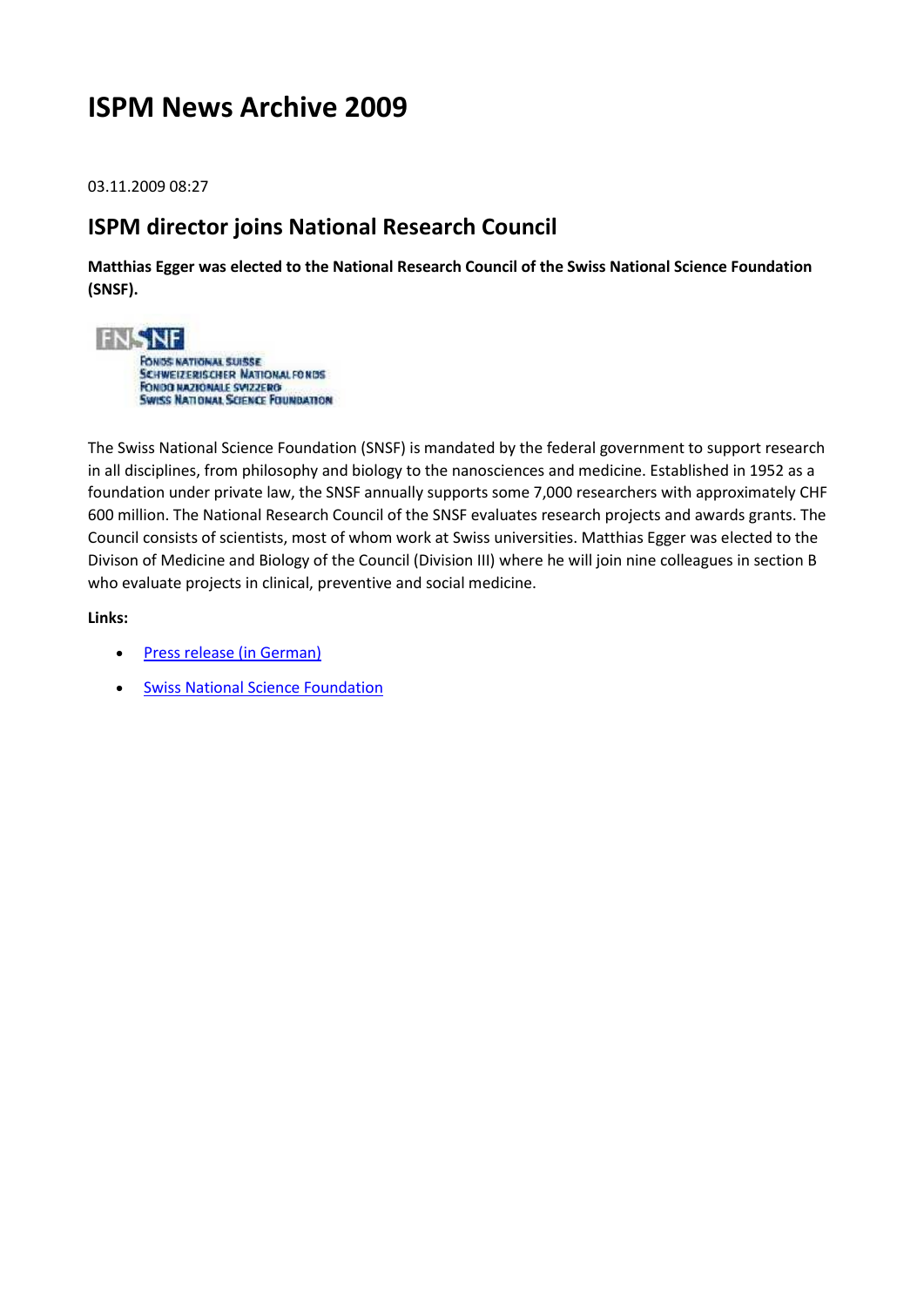# ISPM News Archive 2009

03.11.2009 08:27

## ISPM director joins National Research Council

**Matthias Egger was elected to the National Research Council of the Swiss National Science Foundation (SNSF).**

The Swiss National Science Foundation (SNSF) is mandated by the federal government to support research in all disciplines, from philosophy and biology to the nanosciences and medicine. Established in 1952 as a foundation under private law, the SNSF annually supports some 7,000 researchers with approximately CHF 600 million. The National Research Council of the SNSF evaluates research projects and awards grants. The Council consists of scientists, most of whom work at Swiss universities. Matthias Egger was elected to the Divison of Medicine and Biology of the Council (Division III) where he will join nine colleagues in section B who evaluate projects in clinical, preventive and social medicine.

**Links:**

- Press release (in German)
- Swiss National Science Foundation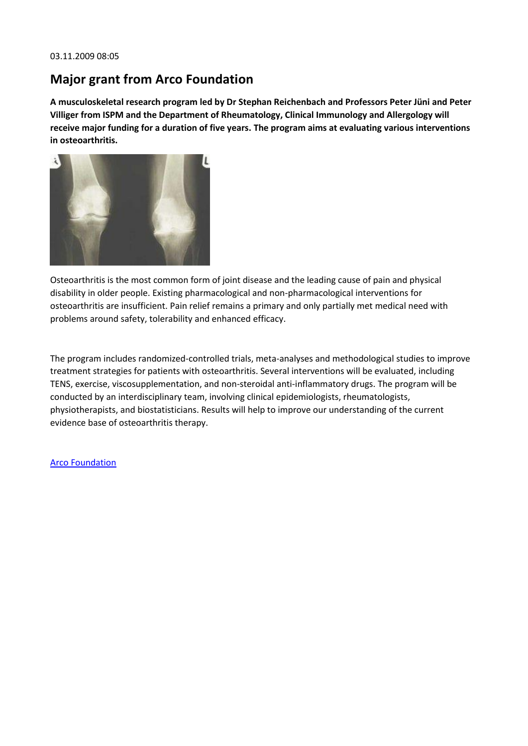03.11.2009 08:05

# Major grant from Arco Foundation

**A musculoskeletal research program led by Dr Stephan Reichenbach and Professors Peter Jüni and Peter Villiger from ISPM and the Department of Rheumatology, Clinical Immunology and Allergology will receive major funding for a duration of five years. The program aims at evaluating various interventions in osteoarthritis.**

Osteoarthritis is the most common form of joint disease and the leading cause of pain and physical disability in older people. Existing pharmacological and non-pharmacological interventions for osteoarthritis are insufficient. Pain relief remains a primary and only partially met medical need with problems around safety, tolerability and enhanced efficacy.

The program includes randomized-controlled trials, meta-analyses and methodological studies to improve treatment strategies for patients with osteoarthritis. Several interventions will be evaluated, including TENS, exercise, viscosupplementation, and non-steroidal anti-inflammatory drugs. The program will be conducted by an interdisciplinary team, involving clinical epidemiologists, rheumatologists, physiotherapists, and biostatisticians. Results will help to improve our understanding of the current evidence base of osteoarthritis therapy.

Arco Foundation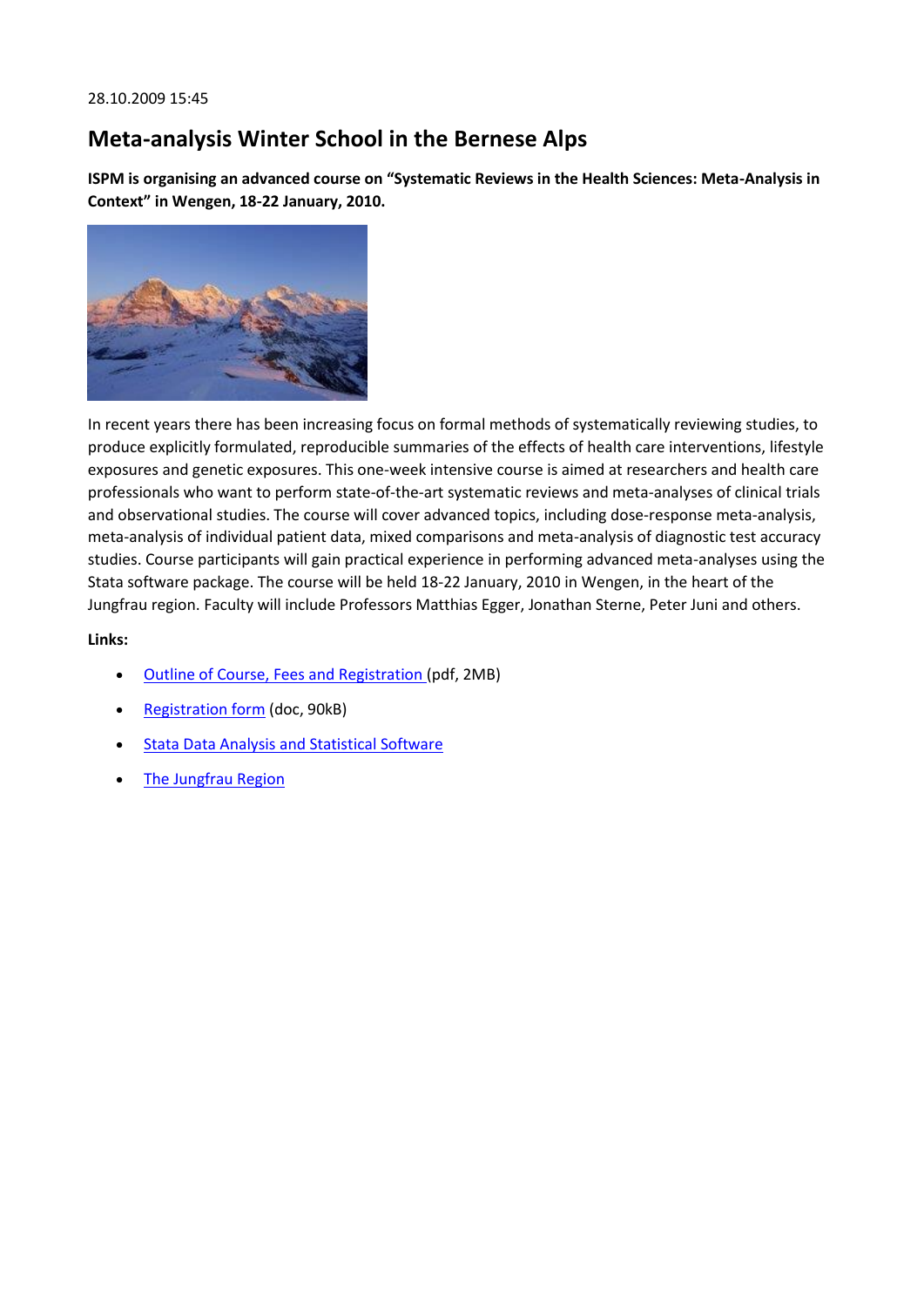28.10.2009 15:45

# Meta-analysis Winter School in the Bernese Alps

**ISPM is organising an advanced course on "Systematic Reviews in the Health Sciences: Meta-Analysis in Context" in Wengen, 18-22 January, 2010.**

In recent years there has been increasing focus on formal methods of systematically reviewing studies, to produce explicitly formulated, reproducible summaries of the effects of health care interventions, lifestyle exposures and genetic exposures. This one-week intensive course is aimed at researchers and health care professionals who want to perform state-of-the-art systematic reviews and meta-analyses of clinical trials and observational studies. The course will cover advanced topics, including dose-response meta-analysis, meta-analysis of individual patient data, mixed comparisons and meta-analysis of diagnostic test accuracy studies. Course participants will gain practical experience in performing advanced meta-analyses using the Stata software package. The course will be held 18-22 January, 2010 in Wengen, in the heart of the Jungfrau region. Faculty will include Professors Matthias Egger, Jonathan Sterne, Peter Juni and others.

**Links:**

- Outline of Course, Fees and Registration (pdf, 2MB)
- Registration form (doc, 90kB)
- Stata Data Analysis and Statistical Software
- The Jungfrau Region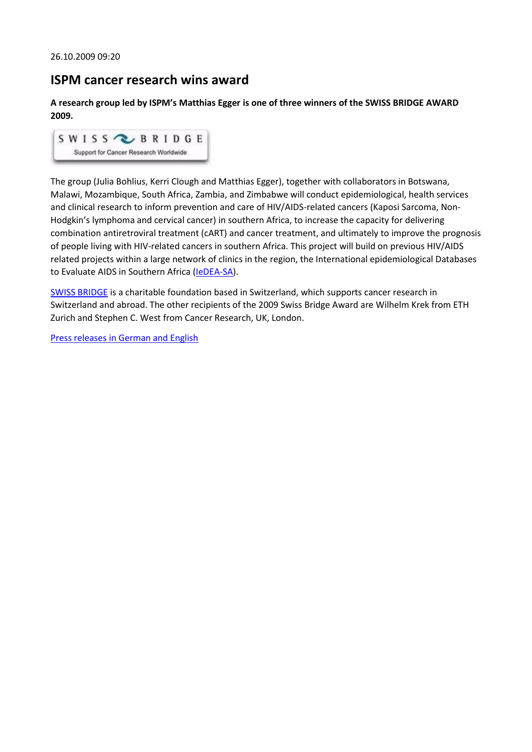26.10.2009 09:20

## ISPM cancer research wins award

**A research group led by ISPM's Matthias Egger is one of three winners of the SWISS BRIDGE AWARD 2009.**

SWISS BRIDGE
Support for Cancer Research Worldwide

The group (Julia Bohlius, Kerri Clough and Matthias Egger), together with collaborators in Botswana, Malawi, Mozambique, South Africa, Zambia, and Zimbabwe will conduct epidemiological, health services and clinical research to inform prevention and care of HIV/AIDS-related cancers (Kaposi Sarcoma, Non-Hodgkin's lymphoma and cervical cancer) in southern Africa, to increase the capacity for delivering combination antiretroviral treatment (cART) and cancer treatment, and ultimately to improve the prognosis of people living with HIV-related cancers in southern Africa. This project will build on previous HIV/AIDS related projects within a large network of clinics in the region, the International epidemiological Databases to Evaluate AIDS in Southern Africa (IeDEA-SA).

SWISS BRIDGE is a charitable foundation based in Switzerland, which supports cancer research in Switzerland and abroad. The other recipients of the 2009 Swiss Bridge Award are Wilhelm Krek from ETH Zurich and Stephen C. West from Cancer Research, UK, London.

Press releases in German and English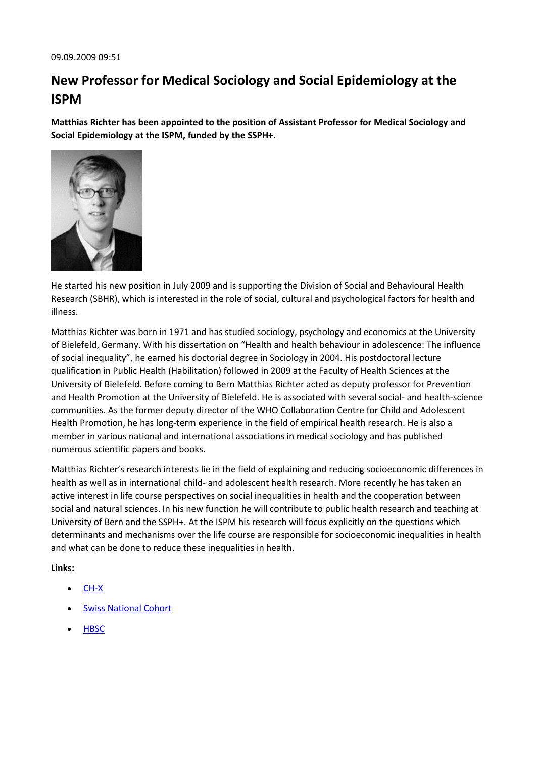09.09.2009 09:51

# New Professor for Medical Sociology and Social Epidemiology at the ISPM

**Matthias Richter has been appointed to the position of Assistant Professor for Medical Sociology and Social Epidemiology at the ISPM, funded by the SSPH+.**

He started his new position in July 2009 and is supporting the Division of Social and Behavioural Health Research (SBHR), which is interested in the role of social, cultural and psychological factors for health and illness.

Matthias Richter was born in 1971 and has studied sociology, psychology and economics at the University of Bielefeld, Germany. With his dissertation on "Health and health behaviour in adolescence: The influence of social inequality", he earned his doctorial degree in Sociology in 2004. His postdoctoral lecture qualification in Public Health (Habilitation) followed in 2009 at the Faculty of Health Sciences at the University of Bielefeld. Before coming to Bern Matthias Richter acted as deputy professor for Prevention and Health Promotion at the University of Bielefeld. He is associated with several social- and health-science communities. As the former deputy director of the WHO Collaboration Centre for Child and Adolescent Health Promotion, he has long-term experience in the field of empirical health research. He is also a member in various national and international associations in medical sociology and has published numerous scientific papers and books.

Matthias Richter's research interests lie in the field of explaining and reducing socioeconomic differences in health as well as in international child- and adolescent health research. More recently he has taken an active interest in life course perspectives on social inequalities in health and the cooperation between social and natural sciences. In his new function he will contribute to public health research and teaching at University of Bern and the SSPH+. At the ISPM his research will focus explicitly on the questions which determinants and mechanisms over the life course are responsible for socioeconomic inequalities in health and what can be done to reduce these inequalities in health.

**Links:**

- CH-X
- Swiss National Cohort
- HBSC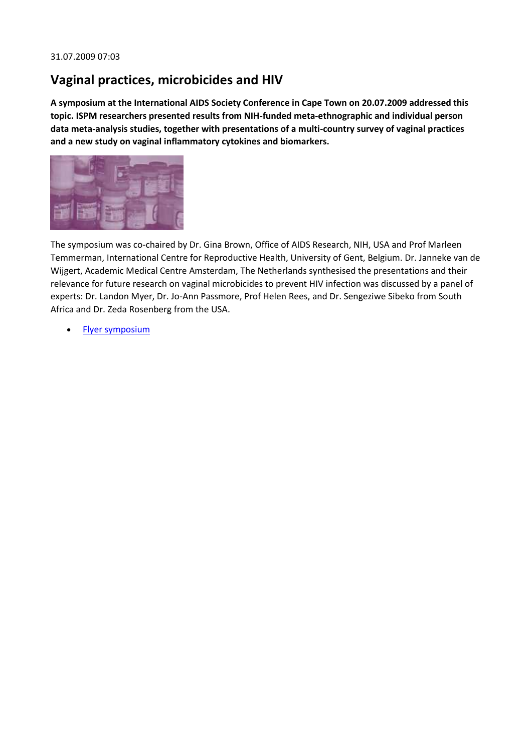31.07.2009 07:03

## Vaginal practices, microbicides and HIV

**A symposium at the International AIDS Society Conference in Cape Town on 20.07.2009 addressed this topic. ISPM researchers presented results from NIH-funded meta-ethnographic and individual person data meta-analysis studies, together with presentations of a multi-country survey of vaginal practices and a new study on vaginal inflammatory cytokines and biomarkers.**

The symposium was co-chaired by Dr. Gina Brown, Office of AIDS Research, NIH, USA and Prof Marleen Temmerman, International Centre for Reproductive Health, University of Gent, Belgium. Dr. Janneke van de Wijgert, Academic Medical Centre Amsterdam, The Netherlands synthesised the presentations and their relevance for future research on vaginal microbicides to prevent HIV infection was discussed by a panel of experts: Dr. Landon Myer, Dr. Jo-Ann Passmore, Prof Helen Rees, and Dr. Sengeziwe Sibeko from South Africa and Dr. Zeda Rosenberg from the USA.

- Flyer symposium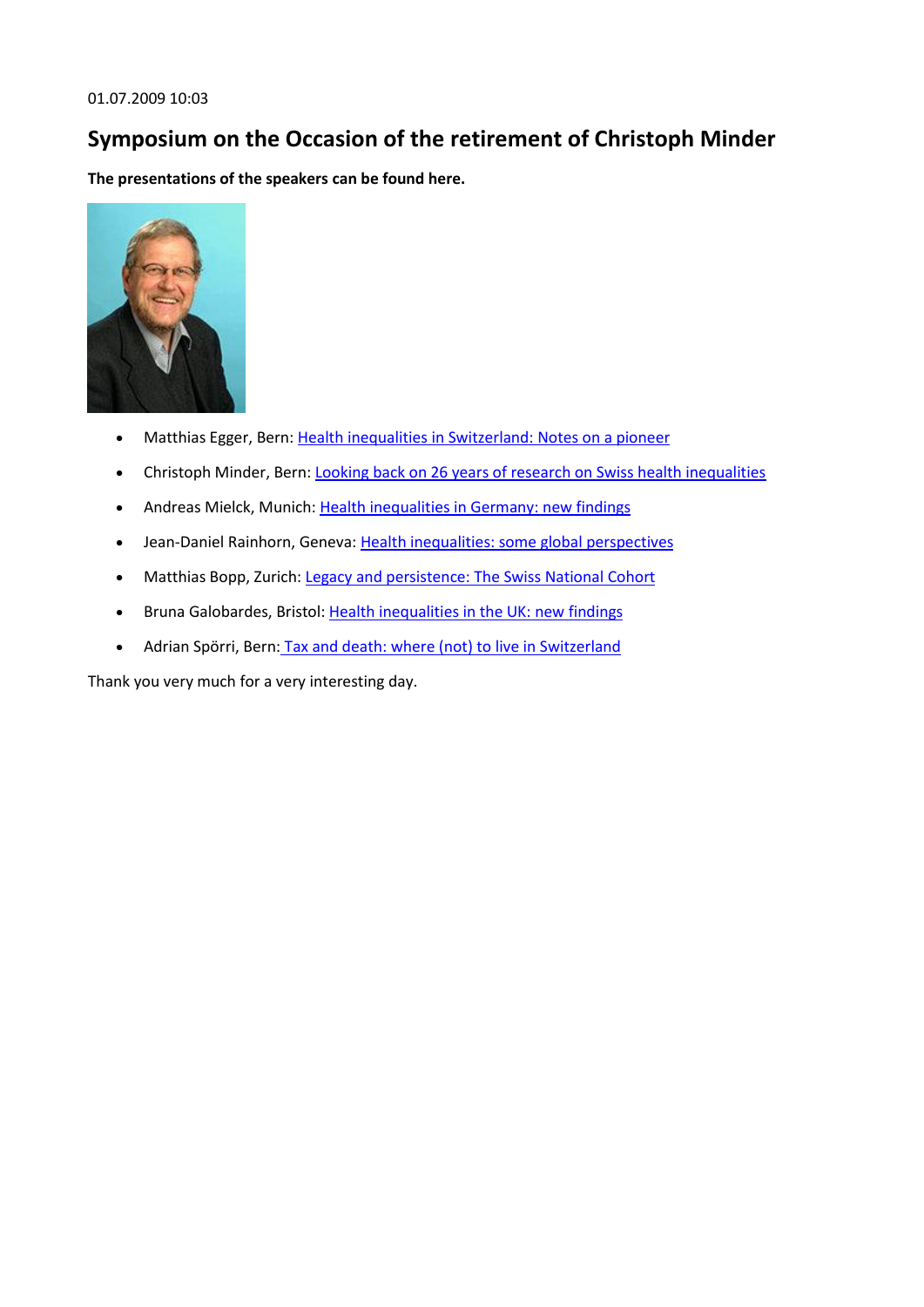01.07.2009 10:03

## Symposium on the Occasion of the retirement of Christoph Minder

**The presentations of the speakers can be found here.**

- Matthias Egger, Bern: Health inequalities in Switzerland: Notes on a pioneer
- Christoph Minder, Bern: Looking back on 26 years of research on Swiss health inequalities
- Andreas Mielck, Munich: Health inequalities in Germany: new findings
- Jean-Daniel Rainhorn, Geneva: Health inequalities: some global perspectives
- Matthias Bopp, Zurich: Legacy and persistence: The Swiss National Cohort
- Bruna Galobardes, Bristol: Health inequalities in the UK: new findings
- Adrian Spörri, Bern: Tax and death: where (not) to live in Switzerland

Thank you very much for a very interesting day.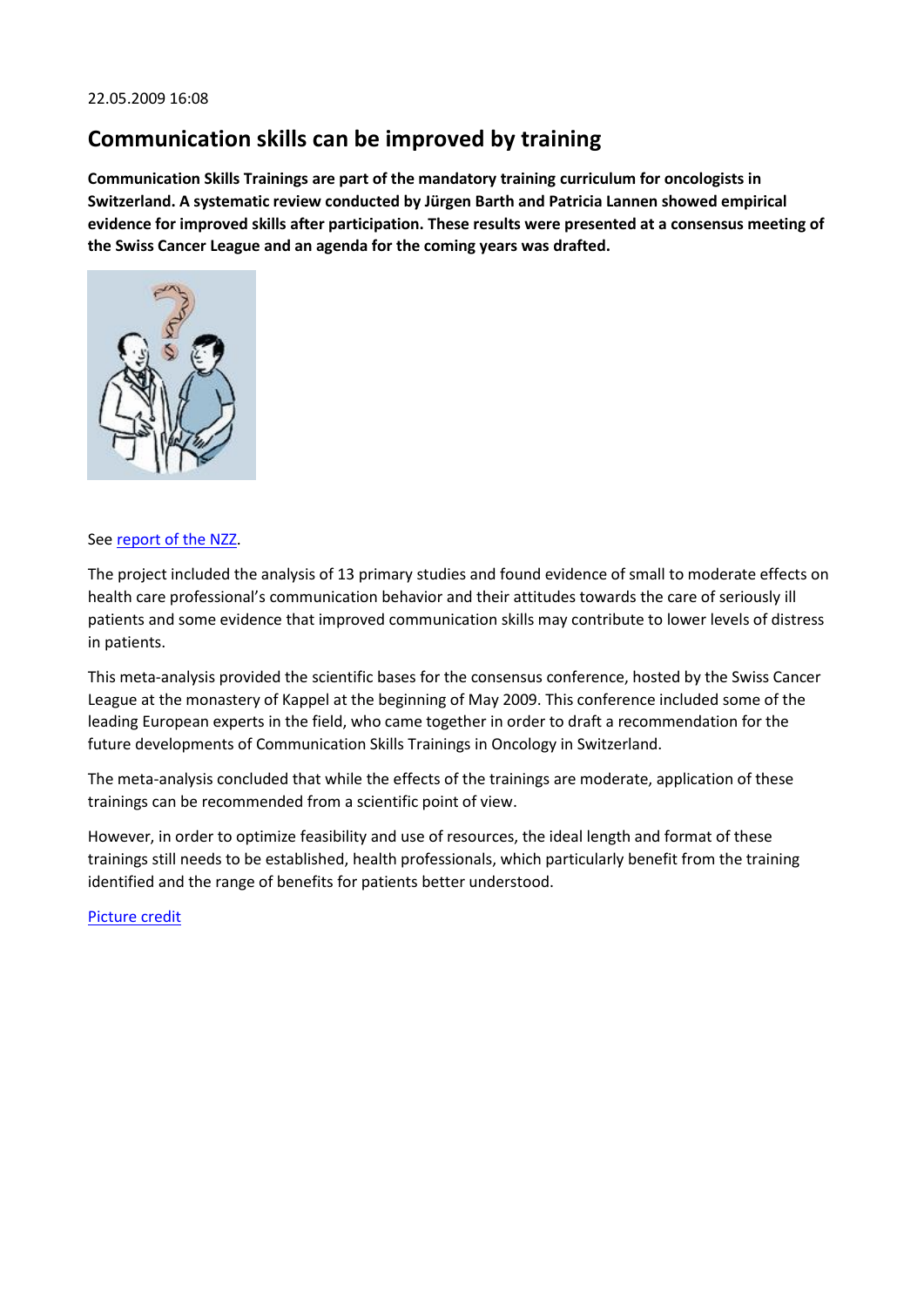22.05.2009 16:08

# Communication skills can be improved by training

**Communication Skills Trainings are part of the mandatory training curriculum for oncologists in Switzerland. A systematic review conducted by Jürgen Barth and Patricia Lannen showed empirical evidence for improved skills after participation. These results were presented at a consensus meeting of the Swiss Cancer League and an agenda for the coming years was drafted.**

See report of the NZZ.

The project included the analysis of 13 primary studies and found evidence of small to moderate effects on health care professional's communication behavior and their attitudes towards the care of seriously ill patients and some evidence that improved communication skills may contribute to lower levels of distress in patients.

This meta-analysis provided the scientific bases for the consensus conference, hosted by the Swiss Cancer League at the monastery of Kappel at the beginning of May 2009. This conference included some of the leading European experts in the field, who came together in order to draft a recommendation for the future developments of Communication Skills Trainings in Oncology in Switzerland.

The meta-analysis concluded that while the effects of the trainings are moderate, application of these trainings can be recommended from a scientific point of view.

However, in order to optimize feasibility and use of resources, the ideal length and format of these trainings still needs to be established, health professionals, which particularly benefit from the training identified and the range of benefits for patients better understood.

Picture credit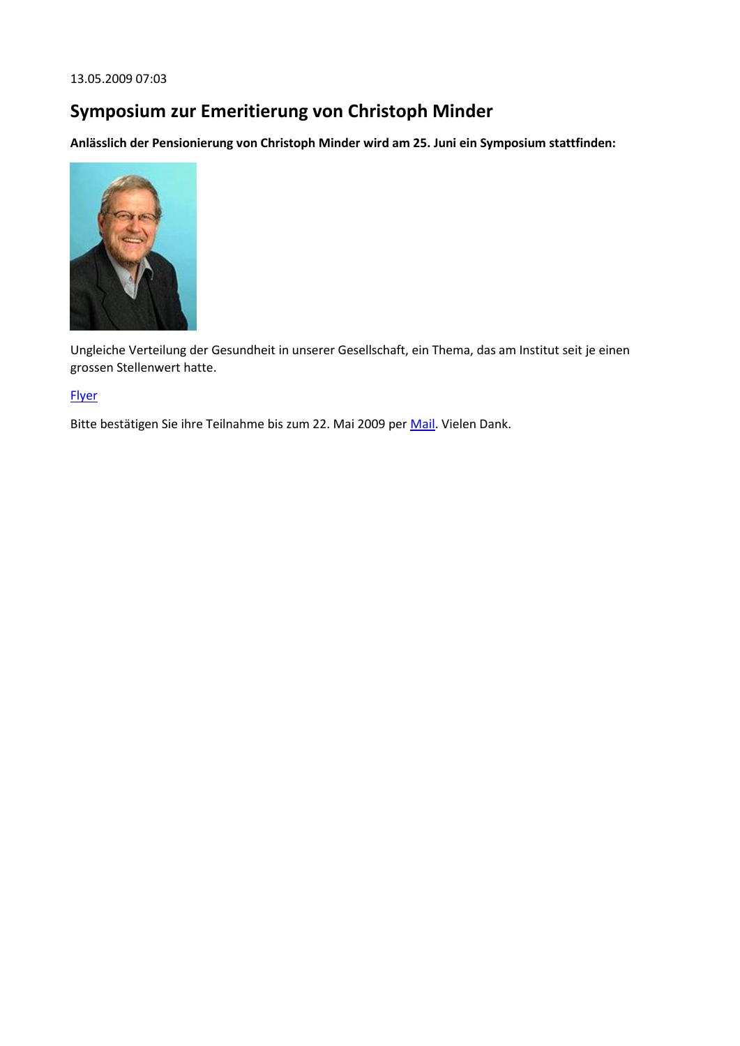13.05.2009 07:03

## Symposium zur Emeritierung von Christoph Minder

**Anlässlich der Pensionierung von Christoph Minder wird am 25. Juni ein Symposium stattfinden:**

Ungleiche Verteilung der Gesundheit in unserer Gesellschaft, ein Thema, das am Institut seit je einen grossen Stellenwert hatte.

Flyer

Bitte bestätigen Sie ihre Teilnahme bis zum 22. Mai 2009 per Mail. Vielen Dank.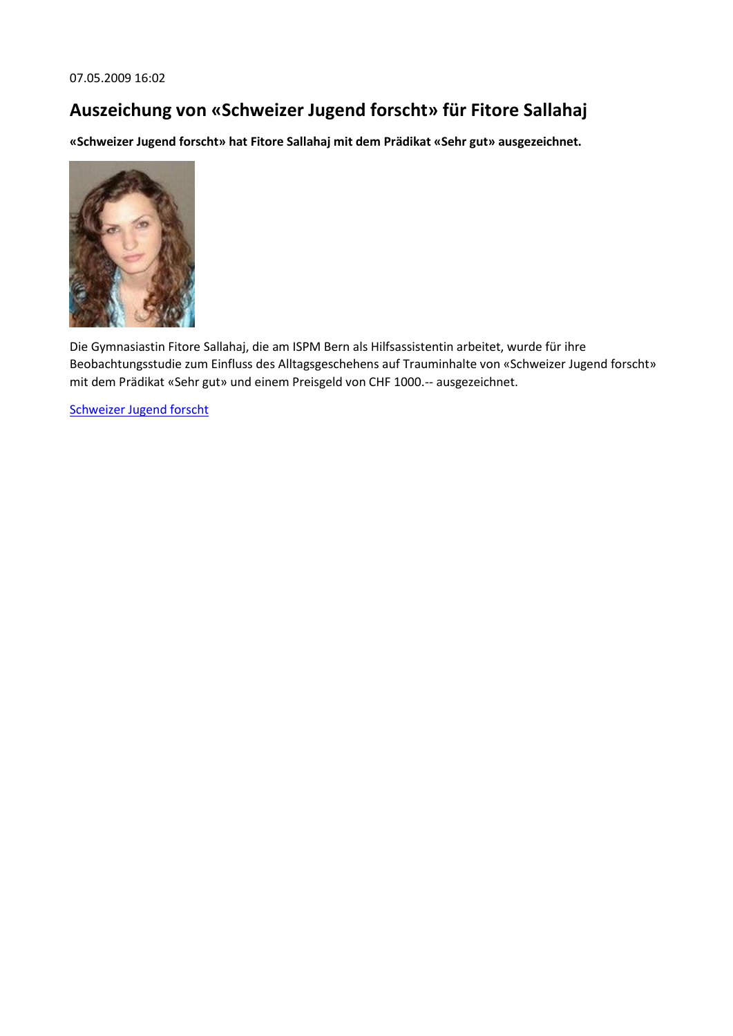07.05.2009 16:02

# Auszeichung von «Schweizer Jugend forscht» für Fitore Sallahaj

**«Schweizer Jugend forscht» hat Fitore Sallahaj mit dem Prädikat «Sehr gut» ausgezeichnet.**

Die Gymnasiastin Fitore Sallahaj, die am ISPM Bern als Hilfsassistentin arbeitet, wurde für ihre Beobachtungsstudie zum Einfluss des Alltagsgeschehens auf Trauminhalte von «Schweizer Jugend forscht» mit dem Prädikat «Sehr gut» und einem Preisgeld von CHF 1000.-- ausgezeichnet.

Schweizer Jugend forscht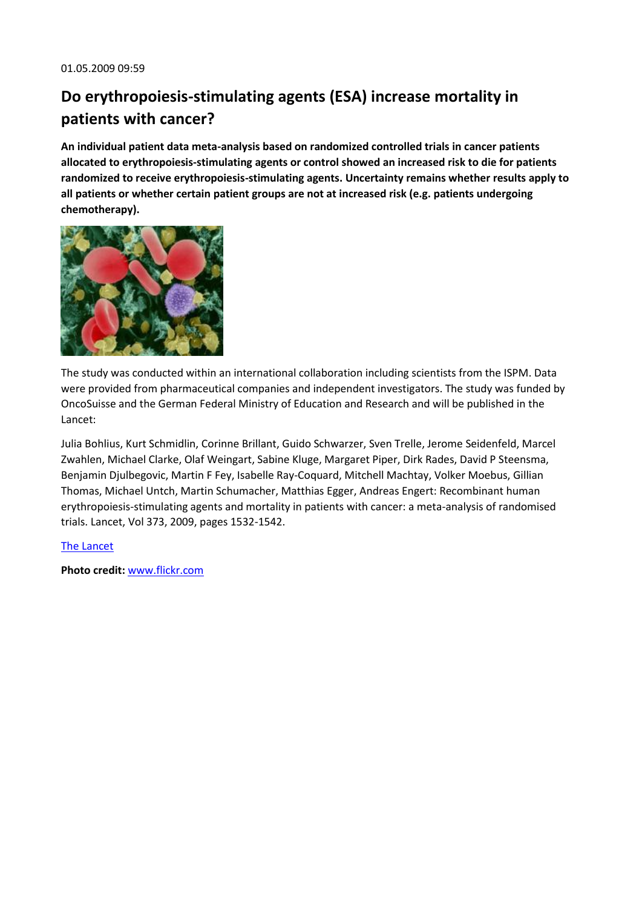01.05.2009 09:59

# Do erythropoiesis-stimulating agents (ESA) increase mortality in patients with cancer?

**An individual patient data meta-analysis based on randomized controlled trials in cancer patients allocated to erythropoiesis-stimulating agents or control showed an increased risk to die for patients randomized to receive erythropoiesis-stimulating agents. Uncertainty remains whether results apply to all patients or whether certain patient groups are not at increased risk (e.g. patients undergoing chemotherapy).**

The study was conducted within an international collaboration including scientists from the ISPM. Data were provided from pharmaceutical companies and independent investigators. The study was funded by OncoSuisse and the German Federal Ministry of Education and Research and will be published in the Lancet:

Julia Bohlius, Kurt Schmidlin, Corinne Brillant, Guido Schwarzer, Sven Trelle, Jerome Seidenfeld, Marcel Zwahlen, Michael Clarke, Olaf Weingart, Sabine Kluge, Margaret Piper, Dirk Rades, David P Steensma, Benjamin Djulbegovic, Martin F Fey, Isabelle Ray-Coquard, Mitchell Machtay, Volker Moebus, Gillian Thomas, Michael Untch, Martin Schumacher, Matthias Egger, Andreas Engert: Recombinant human erythropoiesis-stimulating agents and mortality in patients with cancer: a meta-analysis of randomised trials. Lancet, Vol 373, 2009, pages 1532-1542.

The Lancet

**Photo credit:** www.flickr.com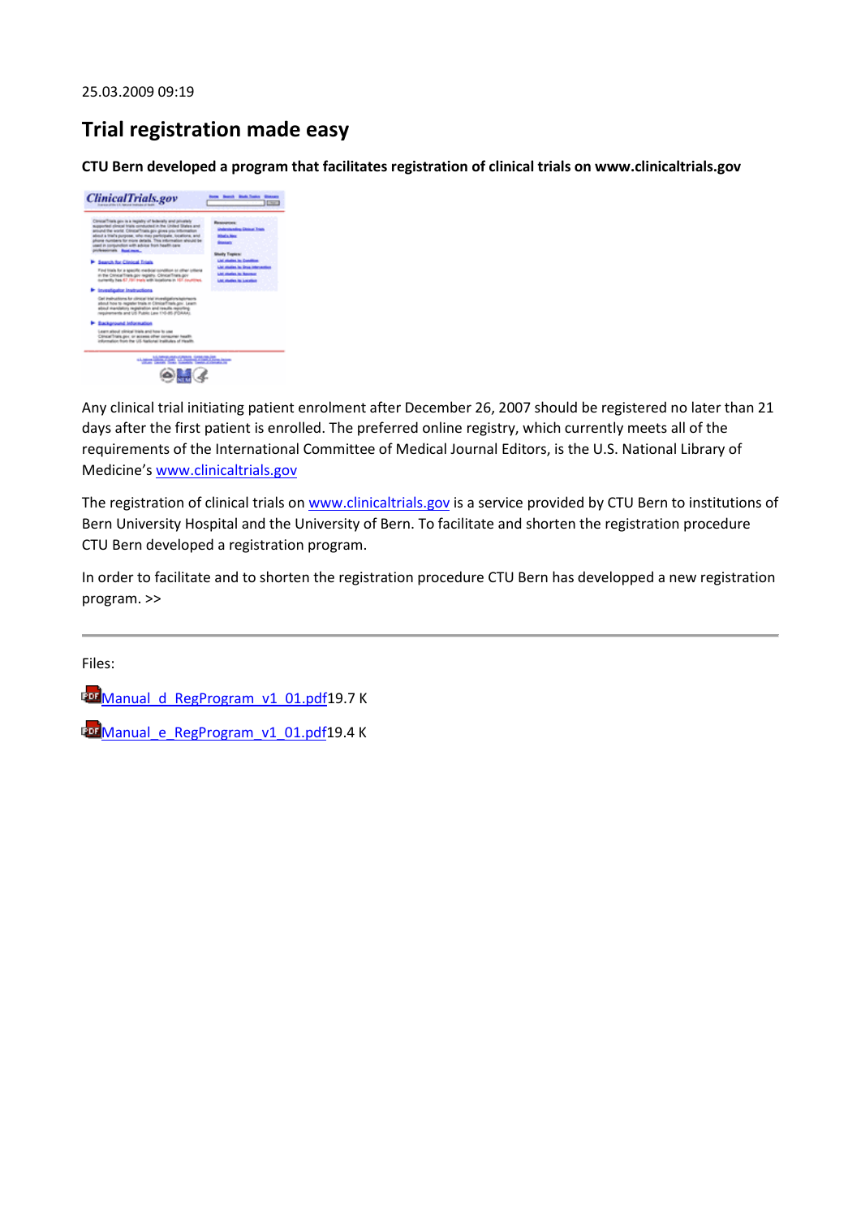25.03.2009 09:19

# Trial registration made easy

**CTU Bern developed a program that facilitates registration of clinical trials on www.clinicaltrials.gov**

Any clinical trial initiating patient enrolment after December 26, 2007 should be registered no later than 21 days after the first patient is enrolled. The preferred online registry, which currently meets all of the requirements of the International Committee of Medical Journal Editors, is the U.S. National Library of Medicine's www.clinicaltrials.gov

The registration of clinical trials on www.clinicaltrials.gov is a service provided by CTU Bern to institutions of Bern University Hospital and the University of Bern. To facilitate and shorten the registration procedure CTU Bern developed a registration program.

In order to facilitate and to shorten the registration procedure CTU Bern has developped a new registration program. >>

---

Files:

Manual_d_RegProgram_v1_01.pdf 19.7 K

Manual_e_RegProgram_v1_01.pdf 19.4 K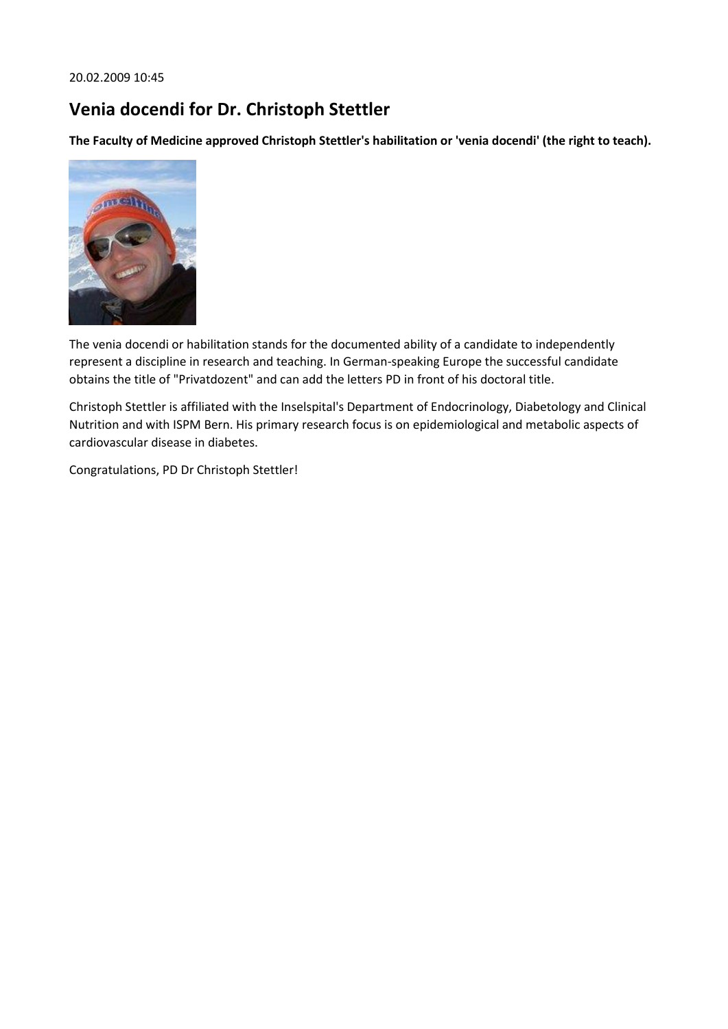20.02.2009 10:45

## Venia docendi for Dr. Christoph Stettler

**The Faculty of Medicine approved Christoph Stettler's habilitation or 'venia docendi' (the right to teach).**

The venia docendi or habilitation stands for the documented ability of a candidate to independently represent a discipline in research and teaching. In German-speaking Europe the successful candidate obtains the title of "Privatdozent" and can add the letters PD in front of his doctoral title.

Christoph Stettler is affiliated with the Inselspital's Department of Endocrinology, Diabetology and Clinical Nutrition and with ISPM Bern. His primary research focus is on epidemiological and metabolic aspects of cardiovascular disease in diabetes.

Congratulations, PD Dr Christoph Stettler!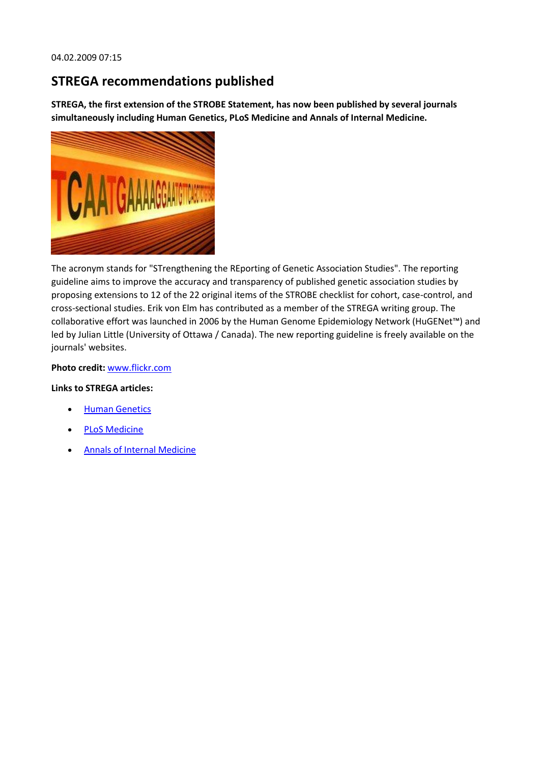04.02.2009 07:15

## STREGA recommendations published

**STREGA, the first extension of the STROBE Statement, has now been published by several journals simultaneously including Human Genetics, PLoS Medicine and Annals of Internal Medicine.**

The acronym stands for "STrengthening the REporting of Genetic Association Studies". The reporting guideline aims to improve the accuracy and transparency of published genetic association studies by proposing extensions to 12 of the 22 original items of the STROBE checklist for cohort, case-control, and cross-sectional studies. Erik von Elm has contributed as a member of the STREGA writing group. The collaborative effort was launched in 2006 by the Human Genome Epidemiology Network (HuGENet™) and led by Julian Little (University of Ottawa / Canada). The new reporting guideline is freely available on the journals' websites.

**Photo credit:** www.flickr.com

**Links to STREGA articles:**

- Human Genetics
- PLoS Medicine
- Annals of Internal Medicine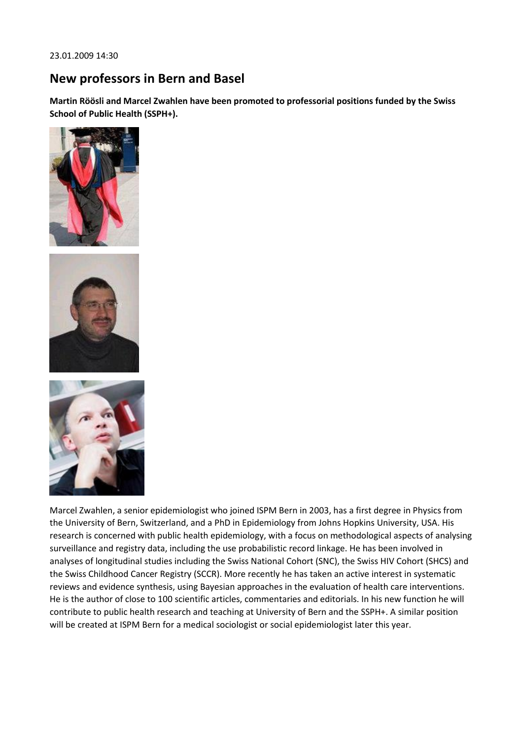23.01.2009 14:30

## New professors in Bern and Basel

**Martin Röösli and Marcel Zwahlen have been promoted to professorial positions funded by the Swiss School of Public Health (SSPH+).**

Marcel Zwahlen, a senior epidemiologist who joined ISPM Bern in 2003, has a first degree in Physics from the University of Bern, Switzerland, and a PhD in Epidemiology from Johns Hopkins University, USA. His research is concerned with public health epidemiology, with a focus on methodological aspects of analysing surveillance and registry data, including the use probabilistic record linkage. He has been involved in analyses of longitudinal studies including the Swiss National Cohort (SNC), the Swiss HIV Cohort (SHCS) and the Swiss Childhood Cancer Registry (SCCR). More recently he has taken an active interest in systematic reviews and evidence synthesis, using Bayesian approaches in the evaluation of health care interventions. He is the author of close to 100 scientific articles, commentaries and editorials. In his new function he will contribute to public health research and teaching at University of Bern and the SSPH+. A similar position will be created at ISPM Bern for a medical sociologist or social epidemiologist later this year.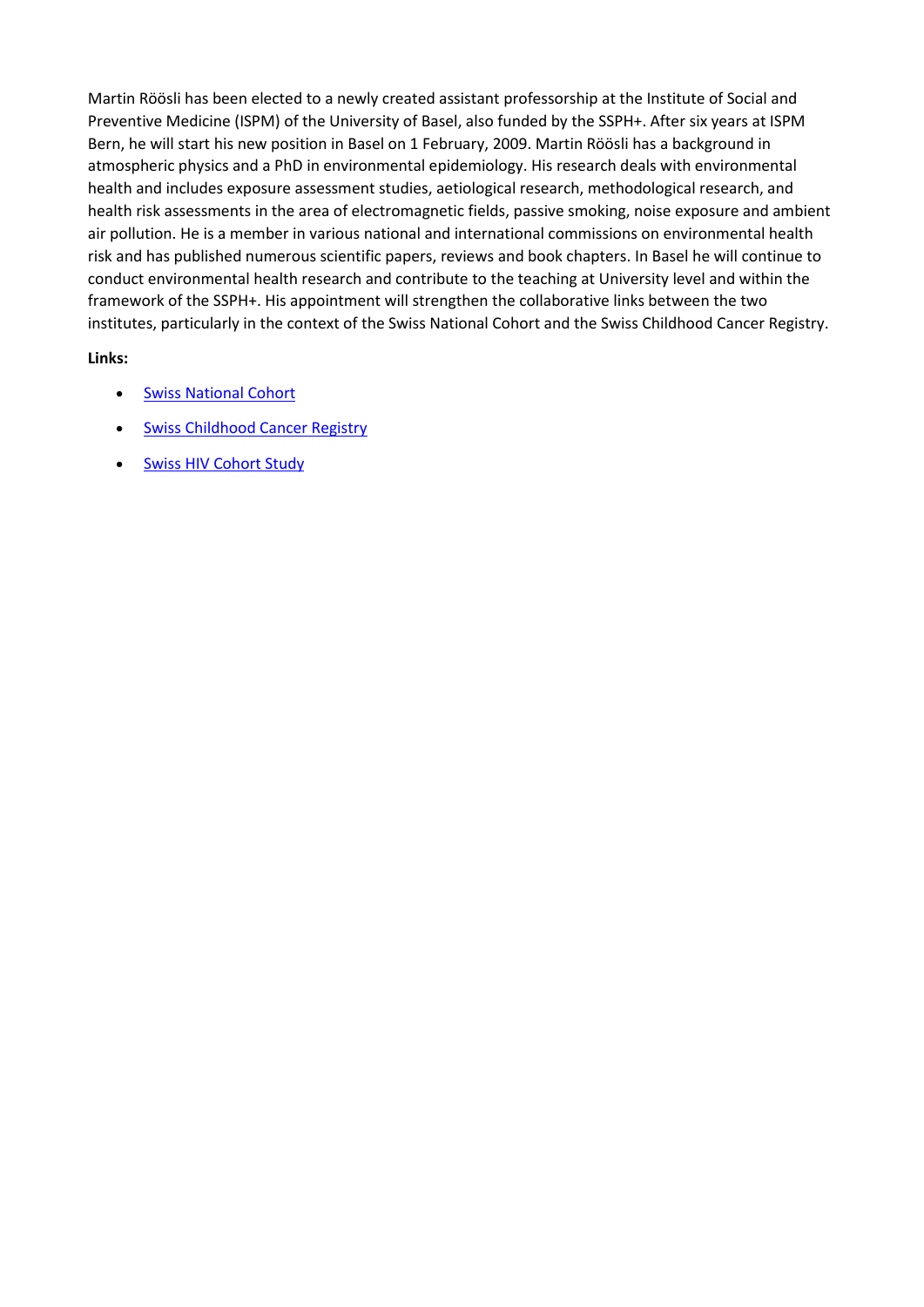Martin Röösli has been elected to a newly created assistant professorship at the Institute of Social and Preventive Medicine (ISPM) of the University of Basel, also funded by the SSPH+. After six years at ISPM Bern, he will start his new position in Basel on 1 February, 2009. Martin Röösli has a background in atmospheric physics and a PhD in environmental epidemiology. His research deals with environmental health and includes exposure assessment studies, aetiological research, methodological research, and health risk assessments in the area of electromagnetic fields, passive smoking, noise exposure and ambient air pollution. He is a member in various national and international commissions on environmental health risk and has published numerous scientific papers, reviews and book chapters. In Basel he will continue to conduct environmental health research and contribute to the teaching at University level and within the framework of the SSPH+. His appointment will strengthen the collaborative links between the two institutes, particularly in the context of the Swiss National Cohort and the Swiss Childhood Cancer Registry.

**Links:**

- Swiss National Cohort
- Swiss Childhood Cancer Registry
- Swiss HIV Cohort Study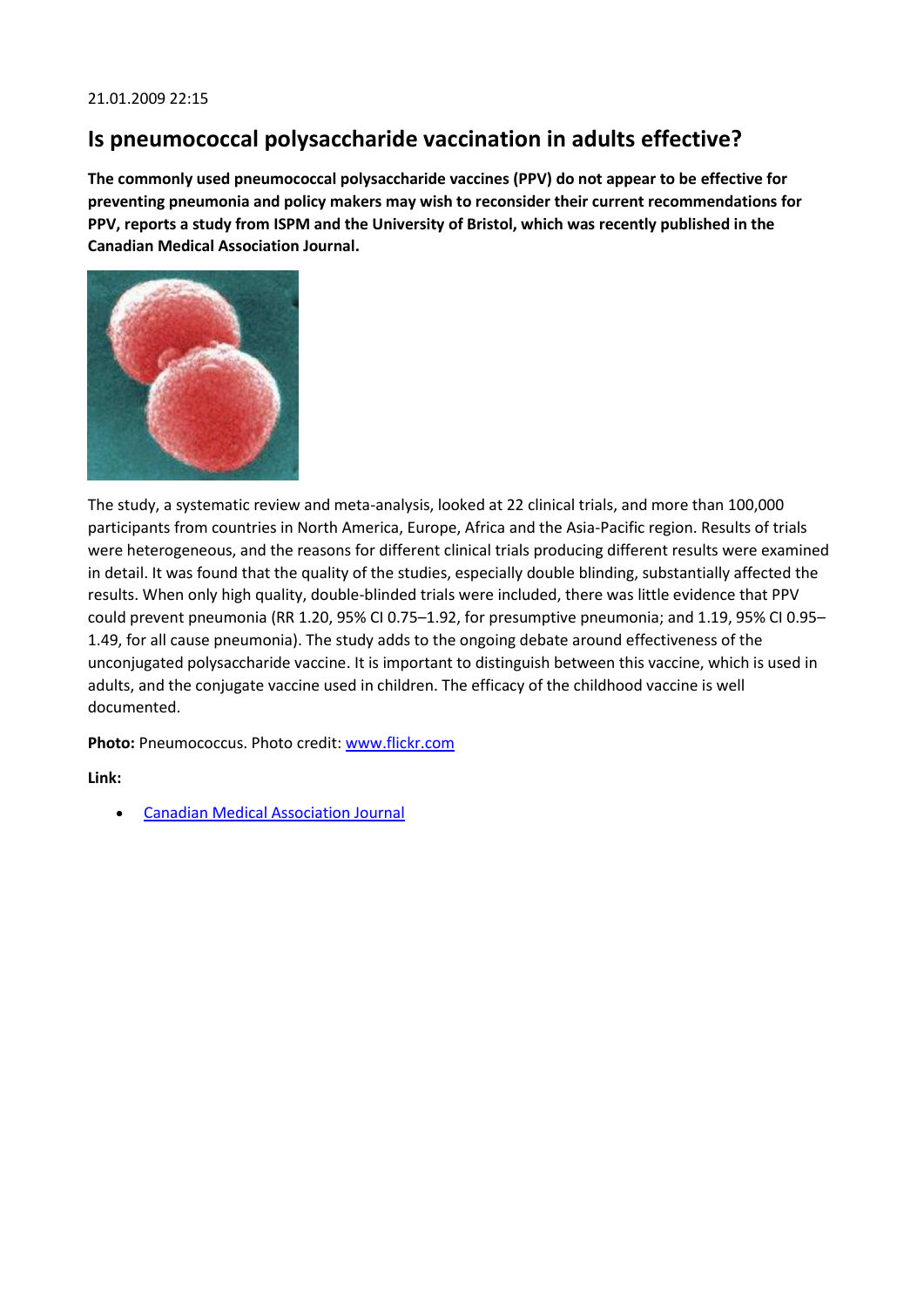21.01.2009 22:15

## Is pneumococcal polysaccharide vaccination in adults effective?

**The commonly used pneumococcal polysaccharide vaccines (PPV) do not appear to be effective for preventing pneumonia and policy makers may wish to reconsider their current recommendations for PPV, reports a study from ISPM and the University of Bristol, which was recently published in the Canadian Medical Association Journal.**

The study, a systematic review and meta-analysis, looked at 22 clinical trials, and more than 100,000 participants from countries in North America, Europe, Africa and the Asia-Pacific region. Results of trials were heterogeneous, and the reasons for different clinical trials producing different results were examined in detail. It was found that the quality of the studies, especially double blinding, substantially affected the results. When only high quality, double-blinded trials were included, there was little evidence that PPV could prevent pneumonia (RR 1.20, 95% CI 0.75–1.92, for presumptive pneumonia; and 1.19, 95% CI 0.95–1.49, for all cause pneumonia). The study adds to the ongoing debate around effectiveness of the unconjugated polysaccharide vaccine. It is important to distinguish between this vaccine, which is used in adults, and the conjugate vaccine used in children. The efficacy of the childhood vaccine is well documented.

**Photo:** Pneumococcus. Photo credit: www.flickr.com

**Link:**

- Canadian Medical Association Journal